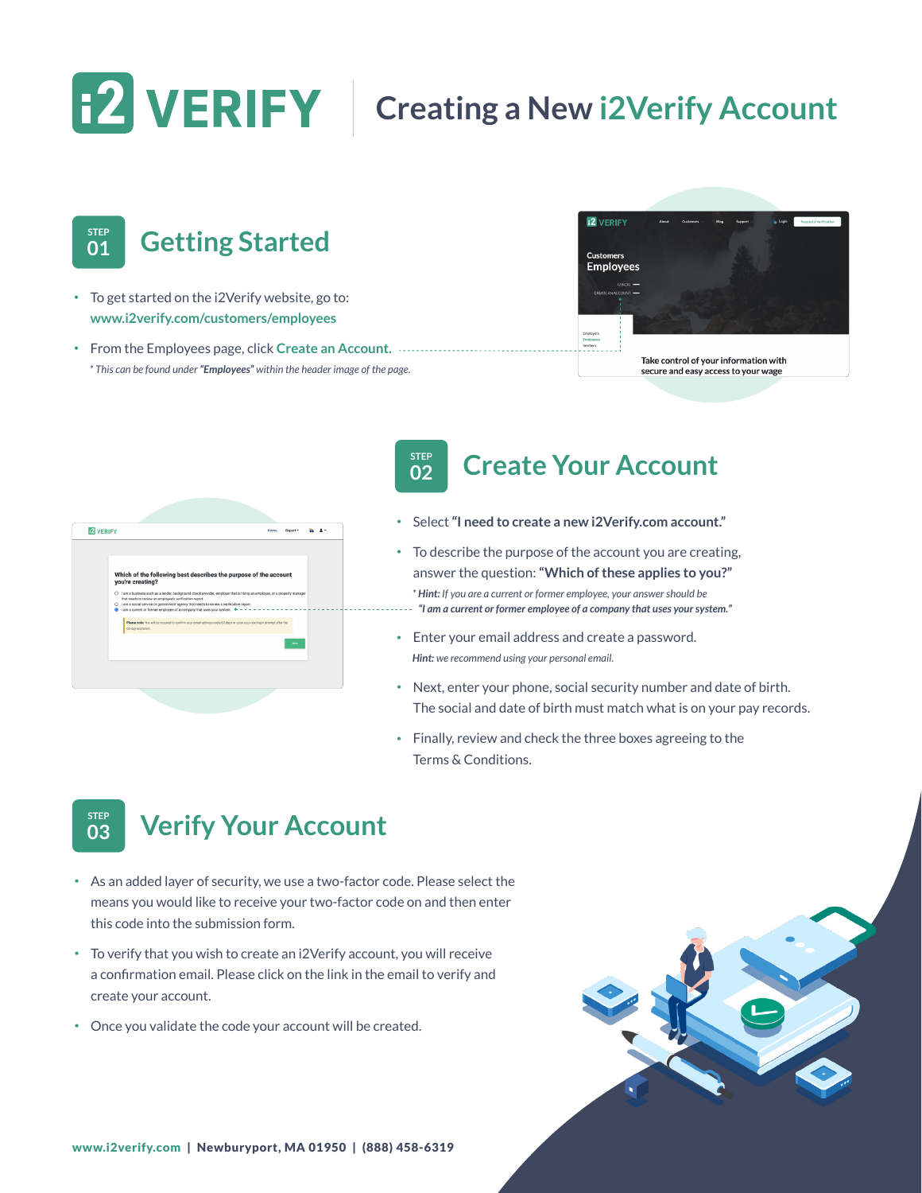# i2 VERIFY | Creating a New i2Verify Account

## STEP 01 Getting Started

- To get started on the i2Verify website, go to: **www.i2verify.com/customers/employees**
- From the Employees page, click **Create an Account.**
  
  *\* This can be found under **"Employees"** within the header image of the page.*

## STEP 02 Create Your Account

- Select **"I need to create a new i2Verify.com account."**
- To describe the purpose of the account you are creating, answer the question: **"Which of these applies to you?"**
  
  *\* **Hint:** If you are a current or former employee, your answer should be **"I am a current or former employee of a company that uses your system."***
- Enter your email address and create a password.
  
  ***Hint:** we recommend using your personal email.*
- Next, enter your phone, social security number and date of birth. The social and date of birth must match what is on your pay records.
- Finally, review and check the three boxes agreeing to the Terms & Conditions.

## STEP 03 Verify Your Account

- As an added layer of security, we use a two-factor code. Please select the means you would like to receive your two-factor code on and then enter this code into the submission form.
- To verify that you wish to create an i2Verify account, you will receive a confirmation email. Please click on the link in the email to verify and create your account.
- Once you validate the code your account will be created.

**www.i2verify.com | Newburyport, MA 01950 | (888) 458-6319**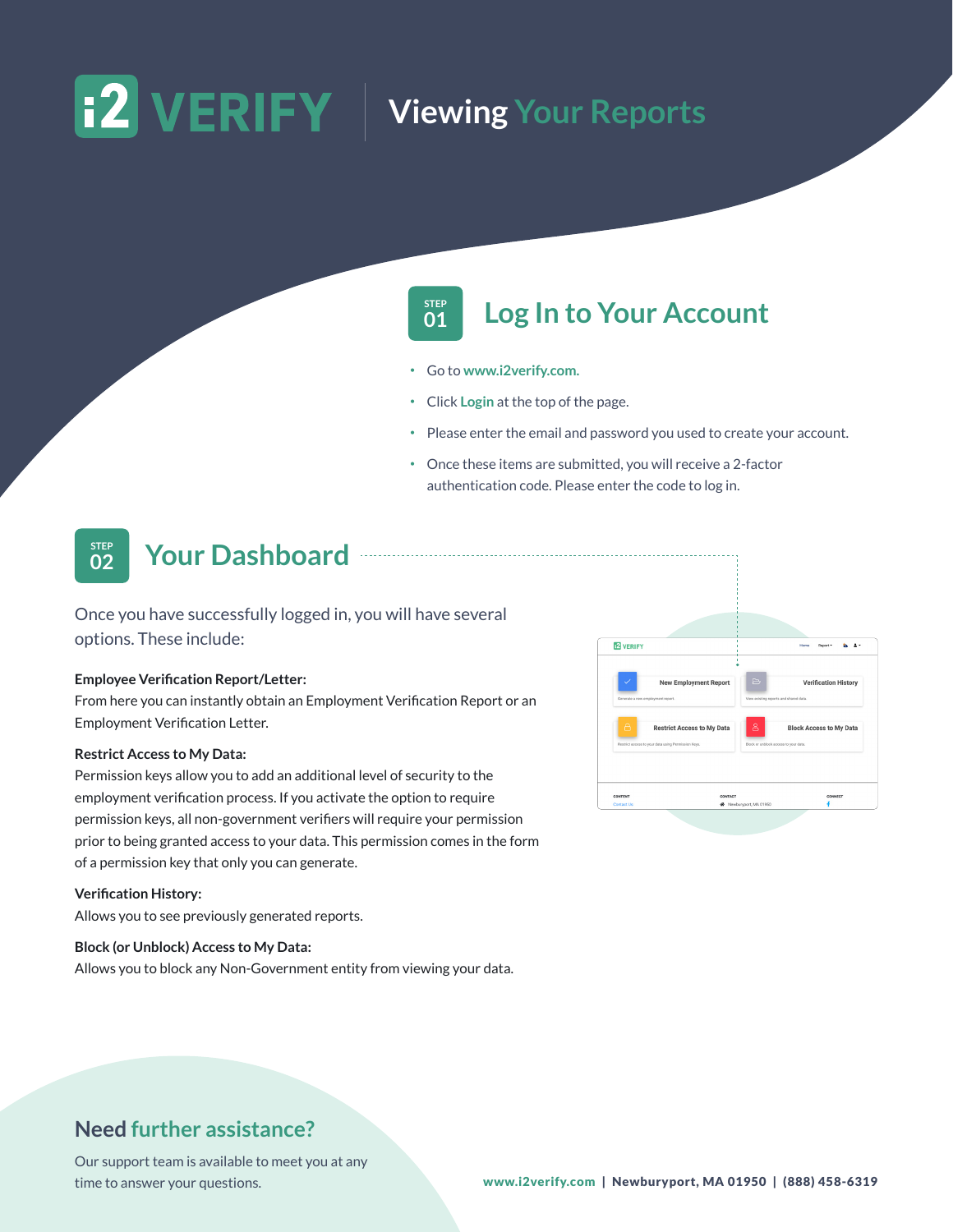# i2 VERIFY | Viewing Your Reports

## STEP 01 Log In to Your Account

- Go to www.i2verify.com.
- Click **Login** at the top of the page.
- Please enter the email and password you used to create your account.
- Once these items are submitted, you will receive a 2-factor authentication code. Please enter the code to log in.

## STEP 02 Your Dashboard

Once you have successfully logged in, you will have several options. These include:

**Employee Verification Report/Letter:**
From here you can instantly obtain an Employment Verification Report or an Employment Verification Letter.

**Restrict Access to My Data:**
Permission keys allow you to add an additional level of security to the employment verification process. If you activate the option to require permission keys, all non-government verifiers will require your permission prior to being granted access to your data. This permission comes in the form of a permission key that only you can generate.

**Verification History:**
Allows you to see previously generated reports.

**Block (or Unblock) Access to My Data:**
Allows you to block any Non-Government entity from viewing your data.

## Need further assistance?

Our support team is available to meet you at any time to answer your questions.

www.i2verify.com | Newburyport, MA 01950 | (888) 458-6319